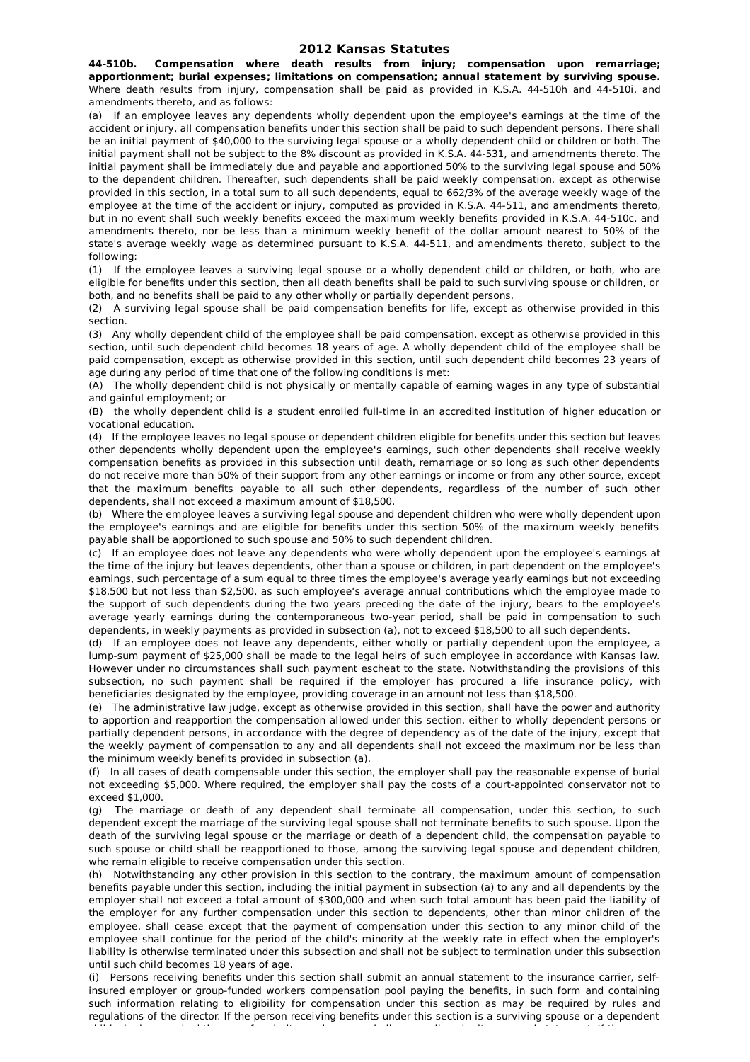# 2012 Kansas Statutes

**44-510b. Compensation where death results from injury; compensation upon remarriage; apportionment; burial expenses; limitations on compensation; annual statement by surviving spouse.** Where death results from injury, compensation shall be paid as provided in K.S.A. 44-510h and 44-510i, and amendments thereto, and as follows:

(a) If an employee leaves any dependents wholly dependent upon the employee's earnings at the time of the accident or injury, all compensation benefits under this section shall be paid to such dependent persons. There shall be an initial payment of $40,000 to the surviving legal spouse or a wholly dependent child or children or both. The initial payment shall not be subject to the 8% discount as provided in K.S.A. 44-531, and amendments thereto. The initial payment shall be immediately due and payable and apportioned 50% to the surviving legal spouse and 50% to the dependent children. Thereafter, such dependents shall be paid weekly compensation, except as otherwise provided in this section, in a total sum to all such dependents, equal to 66 2/3% of the average weekly wage of the employee at the time of the accident or injury, computed as provided in K.S.A. 44-511, and amendments thereto, but in no event shall such weekly benefits exceed the maximum weekly benefits provided in K.S.A. 44-510c, and amendments thereto, nor be less than a minimum weekly benefit of the dollar amount nearest to 50% of the state's average weekly wage as determined pursuant to K.S.A. 44-511, and amendments thereto, subject to the following:

(1) If the employee leaves a surviving legal spouse or a wholly dependent child or children, or both, who are eligible for benefits under this section, then all death benefits shall be paid to such surviving spouse or children, or both, and no benefits shall be paid to any other wholly or partially dependent persons.

(2) A surviving legal spouse shall be paid compensation benefits for life, except as otherwise provided in this section.

(3) Any wholly dependent child of the employee shall be paid compensation, except as otherwise provided in this section, until such dependent child becomes 18 years of age. A wholly dependent child of the employee shall be paid compensation, except as otherwise provided in this section, until such dependent child becomes 23 years of age during any period of time that one of the following conditions is met:

(A) The wholly dependent child is not physically or mentally capable of earning wages in any type of substantial and gainful employment; or

(B) the wholly dependent child is a student enrolled full-time in an accredited institution of higher education or vocational education.

(4) If the employee leaves no legal spouse or dependent children eligible for benefits under this section but leaves other dependents wholly dependent upon the employee's earnings, such other dependents shall receive weekly compensation benefits as provided in this subsection until death, remarriage or so long as such other dependents do not receive more than 50% of their support from any other earnings or income or from any other source, except that the maximum benefits payable to all such other dependents, regardless of the number of such other dependents, shall not exceed a maximum amount of $18,500.

(b) Where the employee leaves a surviving legal spouse and dependent children who were wholly dependent upon the employee's earnings and are eligible for benefits under this section 50% of the maximum weekly benefits payable shall be apportioned to such spouse and 50% to such dependent children.

(c) If an employee does not leave any dependents who were wholly dependent upon the employee's earnings at the time of the injury but leaves dependents, other than a spouse or children, in part dependent on the employee's earnings, such percentage of a sum equal to three times the employee's average yearly earnings but not exceeding $18,500 but not less than $2,500, as such employee's average annual contributions which the employee made to the support of such dependents during the two years preceding the date of the injury, bears to the employee's average yearly earnings during the contemporaneous two-year period, shall be paid in compensation to such dependents, in weekly payments as provided in subsection (a), not to exceed $18,500 to all such dependents.

(d) If an employee does not leave any dependents, either wholly or partially dependent upon the employee, a lump-sum payment of $25,000 shall be made to the legal heirs of such employee in accordance with Kansas law. However under no circumstances shall such payment escheat to the state. Notwithstanding the provisions of this subsection, no such payment shall be required if the employer has procured a life insurance policy, with beneficiaries designated by the employee, providing coverage in an amount not less than $18,500.

(e) The administrative law judge, except as otherwise provided in this section, shall have the power and authority to apportion and reapportion the compensation allowed under this section, either to wholly dependent persons or partially dependent persons, in accordance with the degree of dependency as of the date of the injury, except that the weekly payment of compensation to any and all dependents shall not exceed the maximum nor be less than the minimum weekly benefits provided in subsection (a).

(f) In all cases of death compensable under this section, the employer shall pay the reasonable expense of burial not exceeding $5,000. Where required, the employer shall pay the costs of a court-appointed conservator not to exceed $1,000.

(g) The marriage or death of any dependent shall terminate all compensation, under this section, to such dependent except the marriage of the surviving legal spouse shall not terminate benefits to such spouse. Upon the death of the surviving legal spouse or the marriage or death of a dependent child, the compensation payable to such spouse or child shall be reapportioned to those, among the surviving legal spouse and dependent children, who remain eligible to receive compensation under this section.

(h) Notwithstanding any other provision in this section to the contrary, the maximum amount of compensation benefits payable under this section, including the initial payment in subsection (a) to any and all dependents by the employer shall not exceed a total amount of $300,000 and when such total amount has been paid the liability of the employer for any further compensation under this section to dependents, other than minor children of the employee, shall cease except that the payment of compensation under this section to any minor child of the employee shall continue for the period of the child's minority at the weekly rate in effect when the employer's liability is otherwise terminated under this subsection and shall not be subject to termination under this subsection until such child becomes 18 years of age.

(i) Persons receiving benefits under this section shall submit an annual statement to the insurance carrier, self-insured employer or group-funded workers compensation pool paying the benefits, in such form and containing such information relating to eligibility for compensation under this section as may be required by rules and regulations of the director. If the person receiving benefits under this section is a surviving spouse or a dependent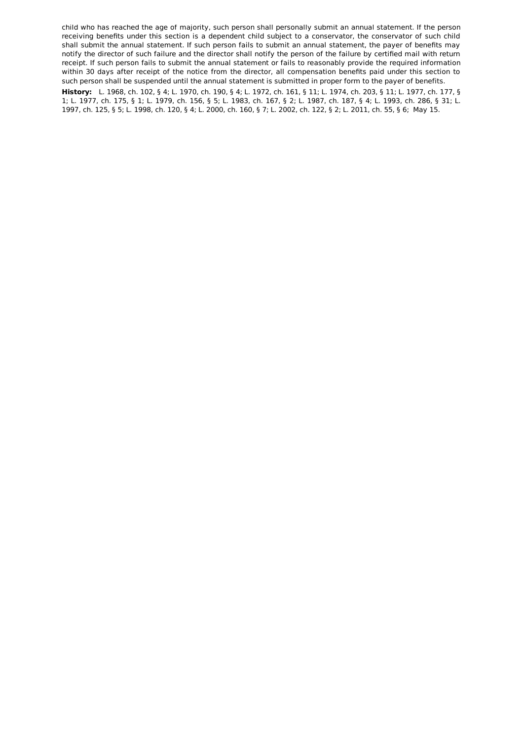child who has reached the age of majority, such person shall personally submit an annual statement. If the person receiving benefits under this section is a dependent child subject to a conservator, the conservator of such child shall submit the annual statement. If such person fails to submit an annual statement, the payer of benefits may notify the director of such failure and the director shall notify the person of the failure by certified mail with return receipt. If such person fails to submit the annual statement or fails to reasonably provide the required information within 30 days after receipt of the notice from the director, all compensation benefits paid under this section to such person shall be suspended until the annual statement is submitted in proper form to the payer of benefits.

**History:** L. 1968, ch. 102, § 4; L. 1970, ch. 190, § 4; L. 1972, ch. 161, § 11; L. 1974, ch. 203, § 11; L. 1977, ch. 177, § 1; L. 1977, ch. 175, § 1; L. 1979, ch. 156, § 5; L. 1983, ch. 167, § 2; L. 1987, ch. 187, § 4; L. 1993, ch. 286, § 31; L. 1997, ch. 125, § 5; L. 1998, ch. 120, § 4; L. 2000, ch. 160, § 7; L. 2002, ch. 122, § 2; L. 2011, ch. 55, § 6; May 15.